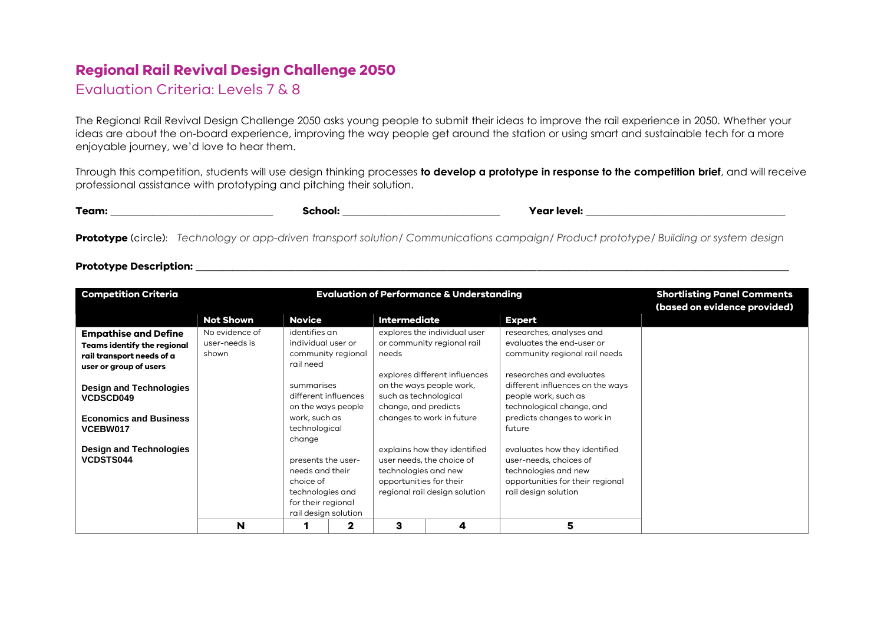# Regional Rail Revival Design Challenge 2050

## Evaluation Criteria: Levels 7 & 8

The Regional Rail Revival Design Challenge 2050 asks young people to submit their ideas to improve the rail experience in 2050. Whether your ideas are about the on-board experience, improving the way people get around the station or using smart and sustainable tech for a more enjoyable journey, we'd love to hear them.

Through this competition, students will use design thinking processes **to develop a prototype in response to the competition brief**, and will receive professional assistance with prototyping and pitching their solution.

**Team:** ______________________________ **School:** ______________________________ **Year level:** ______________________________________

**Prototype** (circle): *Technology or app-driven transport solution/ Communications campaign/ Product prototype/ Building or system design*

**Prototype Description:** ________________________________________________________________________________________________________

| Competition Criteria | Evaluation of Performance & Understanding | | | | | Shortlisting Panel Comments (based on evidence provided) |
|---|---|---|---|---|---|---|
| | Not Shown | Novice | | Intermediate | Expert | |
| **Empathise and Define**<br>**Teams identify the regional rail transport needs of a user or group of users**<br><br>**Design and Technologies VCDSCD049**<br><br>**Economics and Business VCEBW017**<br><br>**Design and Technologies VCDSTS044** | No evidence of user-needs is shown | identifies an individual user or community regional rail need<br><br>summarises different influences on the ways people work, such as technological change<br><br>presents the user-needs and their choice of technologies and for their regional rail design solution | | explores the individual user or community regional rail needs<br><br>explores different influences on the ways people work, such as technological change, and predicts changes to work in future<br><br>explains how they identified user needs, the choice of technologies and new opportunities for their regional rail design solution | researches, analyses and evaluates the end-user or community regional rail needs<br><br>researches and evaluates different influences on the ways people work, such as technological change, and predicts changes to work in future<br><br>evaluates how they identified user-needs, choices of technologies and new opportunities for their regional rail design solution | |
| | **N** | **1** | **2** | **3** &nbsp;&nbsp;&nbsp; **4** | **5** | |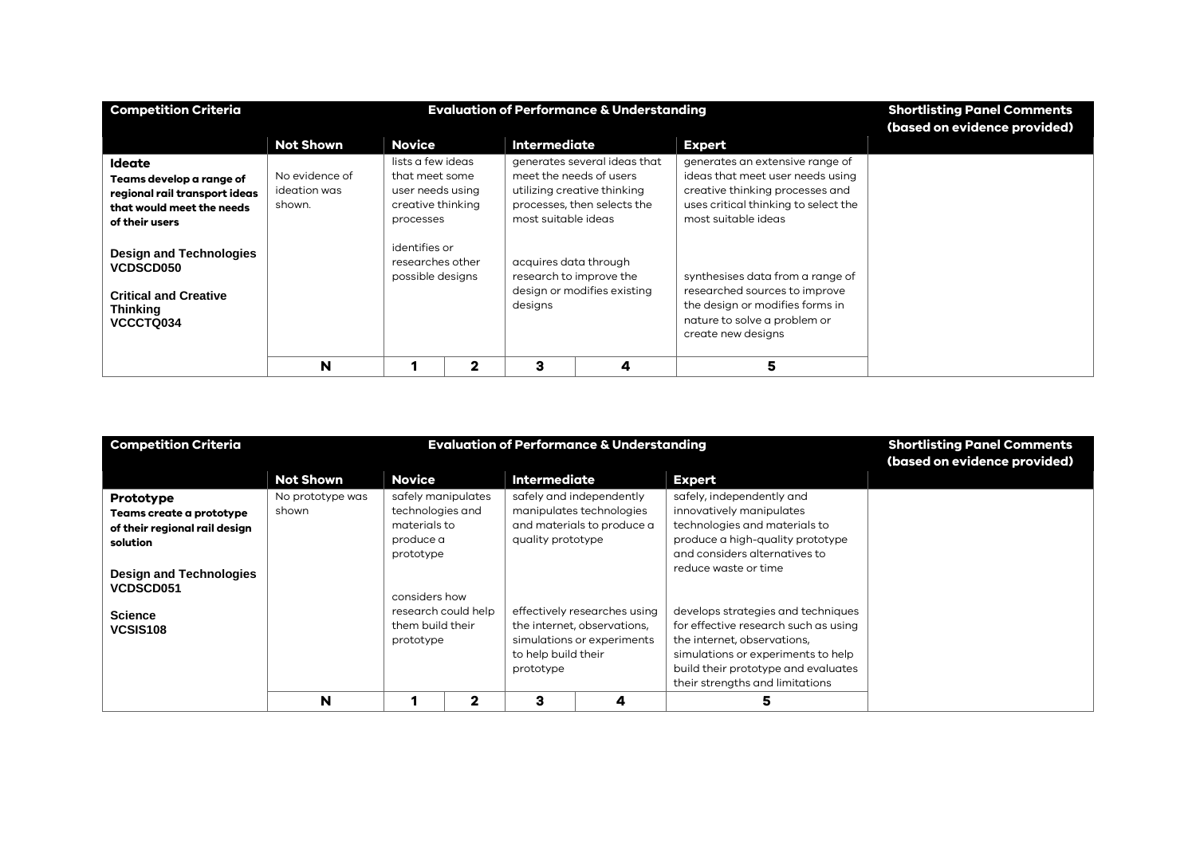| Competition Criteria | Evaluation of Performance & Understanding | | | | | | Shortlisting Panel Comments (based on evidence provided) |
|---|---|---|---|---|---|---|---|
| | **Not Shown** | **Novice** | | **Intermediate** | | **Expert** | |
| **Ideate**<br>**Teams develop a range of regional rail transport ideas that would meet the needs of their users**<br><br>**Design and Technologies VCDSCD050**<br><br>**Critical and Creative Thinking VCCCTQ034** | No evidence of ideation was shown. | lists a few ideas that meet some user needs using creative thinking processes<br><br>identifies or researches other possible designs | | generates several ideas that meet the needs of users utilizing creative thinking processes, then selects the most suitable ideas<br><br>acquires data through research to improve the design or modifies existing designs | | generates an extensive range of ideas that meet user needs using creative thinking processes and uses critical thinking to select the most suitable ideas<br><br>synthesises data from a range of researched sources to improve the design or modifies forms in nature to solve a problem or create new designs | |
| | **N** | **1** | **2** | **3** | **4** | **5** | |

| Competition Criteria | Evaluation of Performance & Understanding | | | | | | Shortlisting Panel Comments (based on evidence provided) |
|---|---|---|---|---|---|---|---|
| | **Not Shown** | **Novice** | | **Intermediate** | | **Expert** | |
| **Prototype**<br>**Teams create a prototype of their regional rail design solution**<br><br>**Design and Technologies VCDSCD051**<br><br>**Science VCSIS108** | No prototype was shown | safely manipulates technologies and materials to produce a prototype<br><br>considers how research could help them build their prototype | | safely and independently manipulates technologies and materials to produce a quality prototype<br><br>effectively researches using the internet, observations, simulations or experiments to help build their prototype | | safely, independently and innovatively manipulates technologies and materials to produce a high-quality prototype and considers alternatives to reduce waste or time<br><br>develops strategies and techniques for effective research such as using the internet, observations, simulations or experiments to help build their prototype and evaluates their strengths and limitations | |
| | **N** | **1** | **2** | **3** | **4** | **5** | |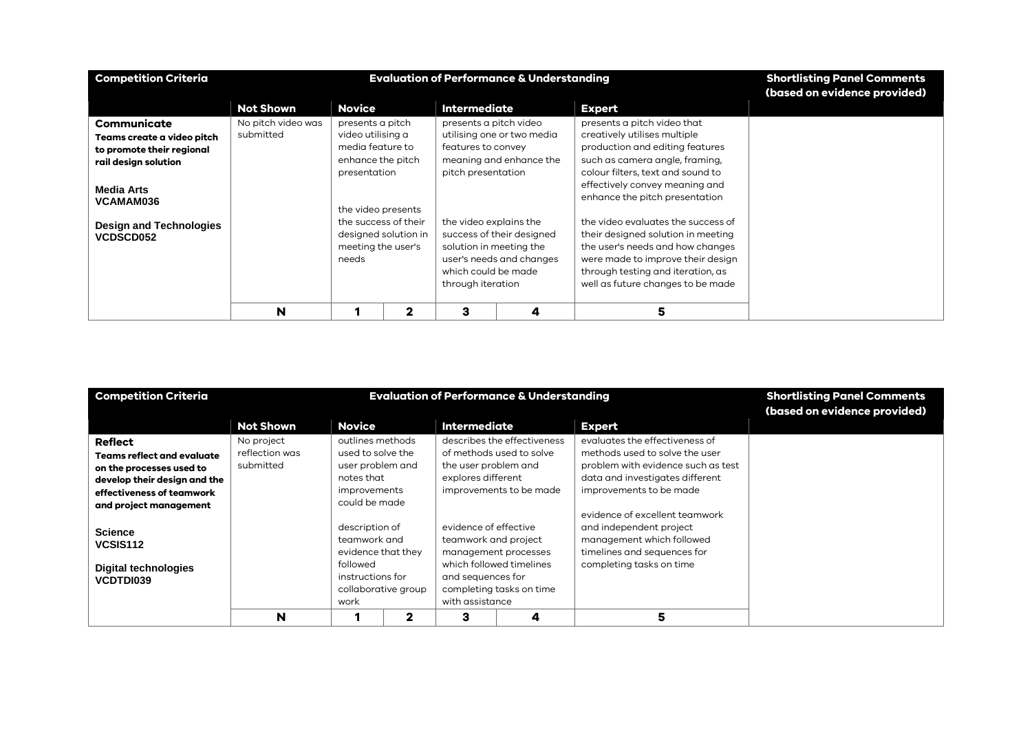| Competition Criteria | Evaluation of Performance & Understanding | | | | | Shortlisting Panel Comments (based on evidence provided) |
|---|---|---|---|---|---|---|
| | **Not Shown** | **Novice** | | **Intermediate** | | **Expert** | |
| **Communicate**<br>**Teams create a video pitch to promote their regional rail design solution**<br><br>**Media Arts**<br>**VCAMAM036**<br><br>**Design and Technologies**<br>**VCDSCD052** | No pitch video was submitted | presents a pitch video utilising a media feature to enhance the pitch presentation<br><br>the video presents the success of their designed solution in meeting the user's needs | | presents a pitch video utilising one or two media features to convey meaning and enhance the pitch presentation<br><br>the video explains the success of their designed solution in meeting the user's needs and changes which could be made through iteration | | presents a pitch video that creatively utilises multiple production and editing features such as camera angle, framing, colour filters, text and sound to effectively convey meaning and enhance the pitch presentation<br><br>the video evaluates the success of their designed solution in meeting the user's needs and how changes were made to improve their design through testing and iteration, as well as future changes to be made | |
| | **N** | **1** | **2** | **3** | **4** | **5** | |

| Competition Criteria | Evaluation of Performance & Understanding | | | | | Shortlisting Panel Comments (based on evidence provided) |
|---|---|---|---|---|---|---|
| | **Not Shown** | **Novice** | | **Intermediate** | | **Expert** | |
| **Reflect**<br>**Teams reflect and evaluate on the processes used to develop their design and the effectiveness of teamwork and project management**<br><br>**Science**<br>**VCSIS112**<br><br>**Digital technologies**<br>**VCDTDI039** | No project reflection was submitted | outlines methods used to solve the user problem and notes that improvements could be made<br><br>description of teamwork and evidence that they followed instructions for collaborative group work | | describes the effectiveness of methods used to solve the user problem and explores different improvements to be made<br><br>evidence of effective teamwork and project management processes which followed timelines and sequences for completing tasks on time with assistance | | evaluates the effectiveness of methods used to solve the user problem with evidence such as test data and investigates different improvements to be made<br><br>evidence of excellent teamwork and independent project management which followed timelines and sequences for completing tasks on time | |
| | **N** | **1** | **2** | **3** | **4** | **5** | |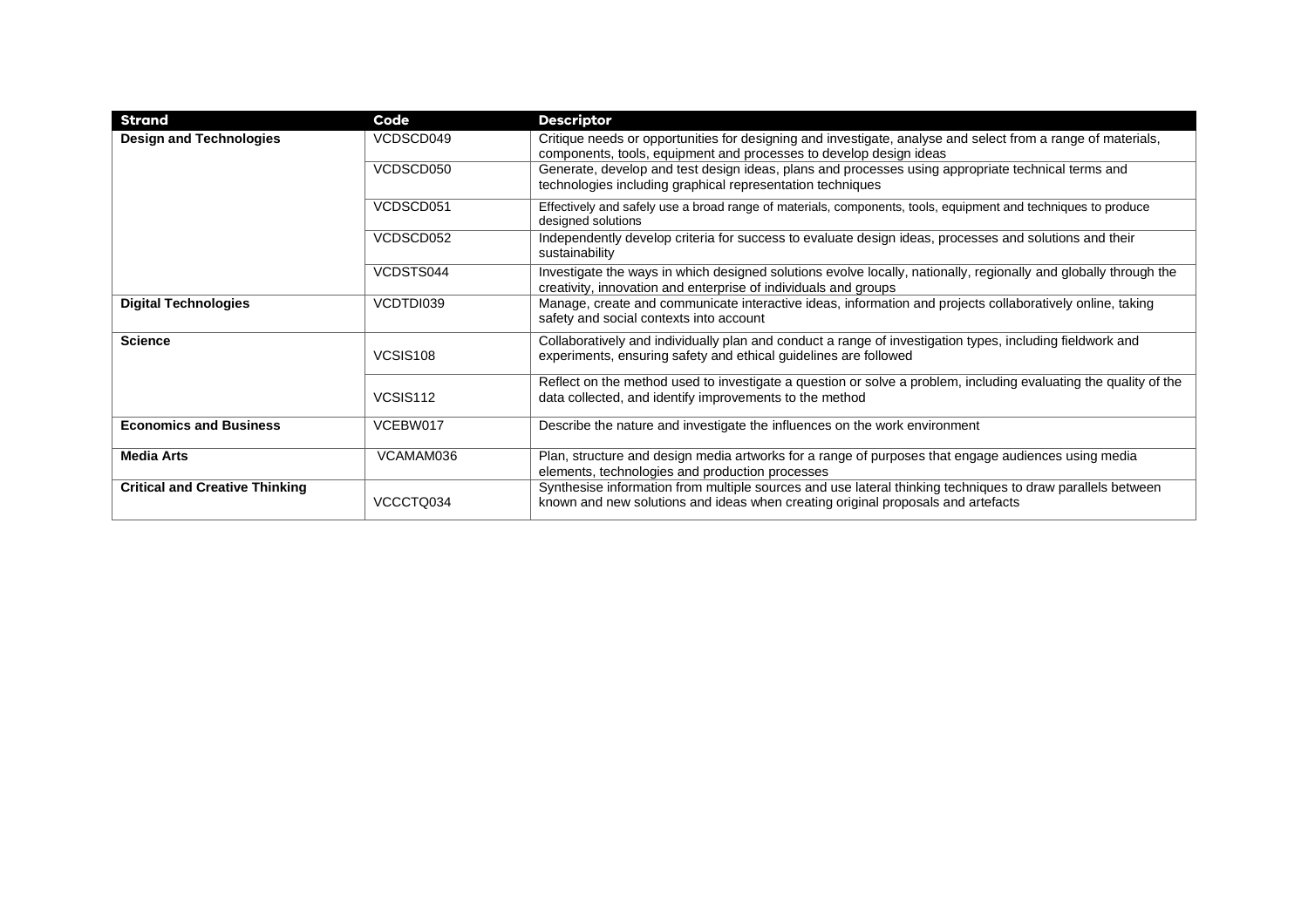| Strand | Code | Descriptor |
|---|---|---|
| **Design and Technologies** | VCDSCD049 | Critique needs or opportunities for designing and investigate, analyse and select from a range of materials, components, tools, equipment and processes to develop design ideas |
| | VCDSCD050 | Generate, develop and test design ideas, plans and processes using appropriate technical terms and technologies including graphical representation techniques |
| | VCDSCD051 | Effectively and safely use a broad range of materials, components, tools, equipment and techniques to produce designed solutions |
| | VCDSCD052 | Independently develop criteria for success to evaluate design ideas, processes and solutions and their sustainability |
| | VCDSTS044 | Investigate the ways in which designed solutions evolve locally, nationally, regionally and globally through the creativity, innovation and enterprise of individuals and groups |
| **Digital Technologies** | VCDTDI039 | Manage, create and communicate interactive ideas, information and projects collaboratively online, taking safety and social contexts into account |
| **Science** | VCSIS108 | Collaboratively and individually plan and conduct a range of investigation types, including fieldwork and experiments, ensuring safety and ethical guidelines are followed |
| | VCSIS112 | Reflect on the method used to investigate a question or solve a problem, including evaluating the quality of the data collected, and identify improvements to the method |
| **Economics and Business** | VCEBW017 | Describe the nature and investigate the influences on the work environment |
| **Media Arts** | VCAMAM036 | Plan, structure and design media artworks for a range of purposes that engage audiences using media elements, technologies and production processes |
| **Critical and Creative Thinking** | VCCCTQ034 | Synthesise information from multiple sources and use lateral thinking techniques to draw parallels between known and new solutions and ideas when creating original proposals and artefacts |